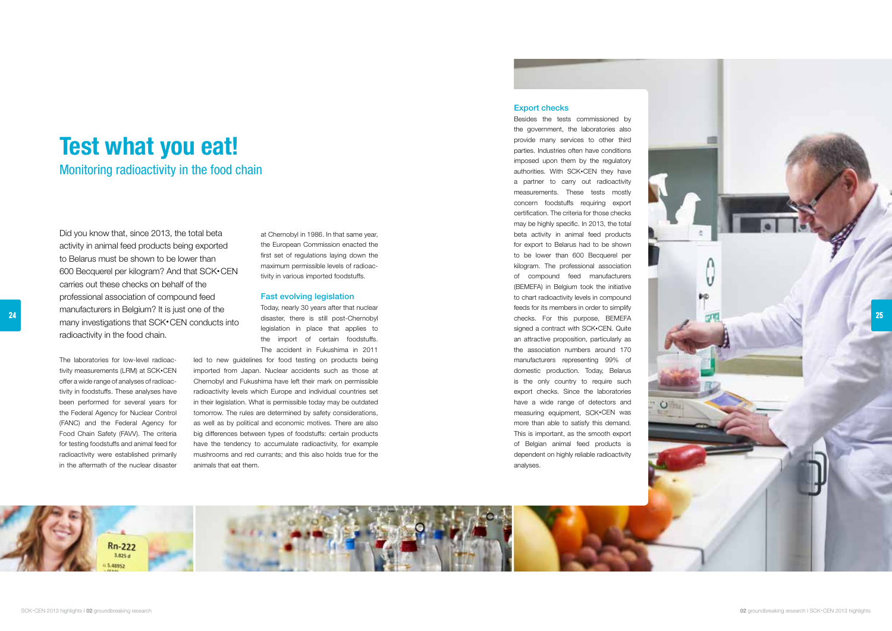# Test what you eat!

## Monitoring radioactivity in the food chain

Did you know that, since 2013, the total beta activity in animal feed products being exported to Belarus must be shown to be lower than 600 Becquerel per kilogram? And that SCK•CEN carries out these checks on behalf of the professional association of compound feed manufacturers in Belgium? It is just one of the many investigations that SCK•CEN conducts into radioactivity in the food chain.

The laboratories for low-level radioactivity measurements (LRM) at SCK•CEN offer a wide range of analyses of radioactivity in foodstuffs. These analyses have been performed for several years for the Federal Agency for Nuclear Control (FANC) and the Federal Agency for Food Chain Safety (FAVV). The criteria for testing foodstuffs and animal feed for radioactivity were established primarily in the aftermath of the nuclear disaster at Chernobyl in 1986. In that same year, the European Commission enacted the first set of regulations laying down the maximum permissible levels of radioactivity in various imported foodstuffs.

### Fast evolving legislation

Today, nearly 30 years after that nuclear disaster, there is still post-Chernobyl legislation in place that applies to the import of certain foodstuffs. The accident in Fukushima in 2011 led to new guidelines for food testing on products being imported from Japan. Nuclear accidents such as those at Chernobyl and Fukushima have left their mark on permissible radioactivity levels which Europe and individual countries set in their legislation. What is permissible today may be outdated tomorrow. The rules are determined by safety considerations, as well as by political and economic motives. There are also big differences between types of foodstuffs: certain products have the tendency to accumulate radioactivity, for example mushrooms and red currants; and this also holds true for the animals that eat them.

### Export checks

Besides the tests commissioned by the government, the laboratories also provide many services to other third parties. Industries often have conditions imposed upon them by the regulatory authorities. With SCK•CEN they have a partner to carry out radioactivity measurements. These tests mostly concern foodstuffs requiring export certification. The criteria for those checks may be highly specific. In 2013, the total beta activity in animal feed products for export to Belarus had to be shown to be lower than 600 Becquerel per kilogram. The professional association of compound feed manufacturers (BEMEFA) in Belgium took the initiative to chart radioactivity levels in compound feeds for its members in order to simplify checks. For this purpose, BEMEFA signed a contract with SCK•CEN. Quite an attractive proposition, particularly as the association numbers around 170 manufacturers representing 99% of domestic production. Today, Belarus is the only country to require such export checks. Since the laboratories have a wide range of detectors and measuring equipment, SCK•CEN was more than able to satisfy this demand. This is important, as the smooth export of Belgian animal feed products is dependent on highly reliable radioactivity analyses.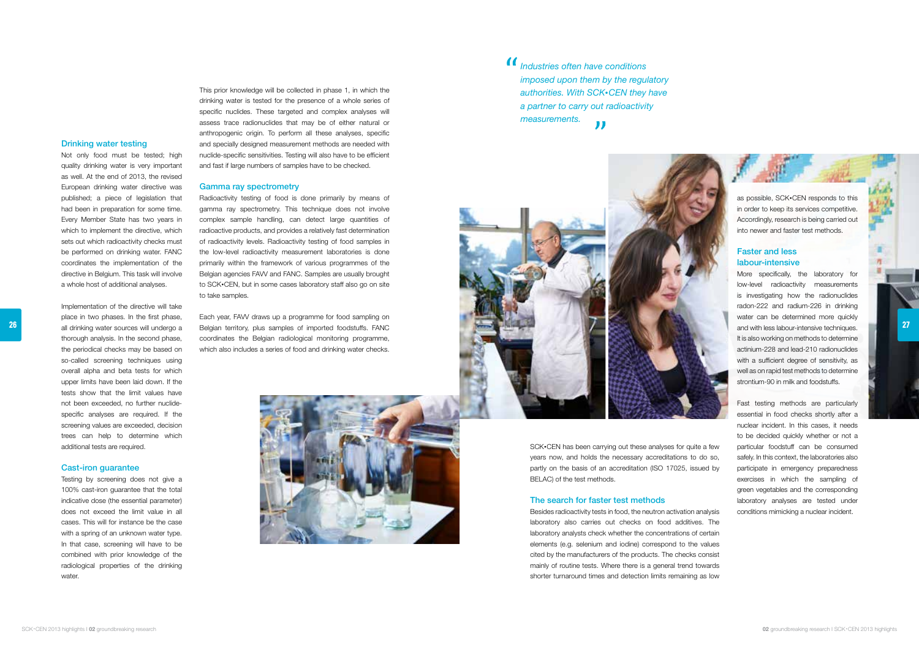## Drinking water testing

Not only food must be tested; high quality drinking water is very important as well. At the end of 2013, the revised European drinking water directive was published; a piece of legislation that had been in preparation for some time. Every Member State has two years in which to implement the directive, which sets out which radioactivity checks must be performed on drinking water. FANC coordinates the implementation of the directive in Belgium. This task will involve a whole host of additional analyses.

Implementation of the directive will take place in two phases. In the first phase, all drinking water sources will undergo a thorough analysis. In the second phase, the periodical checks may be based on so-called screening techniques using overall alpha and beta tests for which upper limits have been laid down. If the tests show that the limit values have not been exceeded, no further nuclide-specific analyses are required. If the screening values are exceeded, decision trees can help to determine which additional tests are required.

## Cast-iron guarantee

Testing by screening does not give a 100% cast-iron guarantee that the total indicative dose (the essential parameter) does not exceed the limit value in all cases. This will for instance be the case with a spring of an unknown water type. In that case, screening will have to be combined with prior knowledge of the radiological properties of the drinking water.

This prior knowledge will be collected in phase 1, in which the drinking water is tested for the presence of a whole series of specific nuclides. These targeted and complex analyses will assess trace radionuclides that may be of either natural or anthropogenic origin. To perform all these analyses, specific and specially designed measurement methods are needed with nuclide-specific sensitivities. Testing will also have to be efficient and fast if large numbers of samples have to be checked.

## Gamma ray spectrometry

Radioactivity testing of food is done primarily by means of gamma ray spectrometry. This technique does not involve complex sample handling, can detect large quantities of radioactive products, and provides a relatively fast determination of radioactivity levels. Radioactivity testing of food samples in the low-level radioactivity measurement laboratories is done primarily within the framework of various programmes of the Belgian agencies FAVV and FANC. Samples are usually brought to SCK•CEN, but in some cases laboratory staff also go on site to take samples.

Each year, FAVV draws up a programme for food sampling on Belgian territory, plus samples of imported foodstuffs. FANC coordinates the Belgian radiological monitoring programme, which also includes a series of food and drinking water checks.

> *"Industries often have conditions imposed upon them by the regulatory authorities. With SCK•CEN they have a partner to carry out radioactivity measurements."*

SCK•CEN has been carrying out these analyses for quite a few years now, and holds the necessary accreditations to do so, partly on the basis of an accreditation (ISO 17025, issued by BELAC) of the test methods.

## The search for faster test methods

Besides radioactivity tests in food, the neutron activation analysis laboratory also carries out checks on food additives. The laboratory analysts check whether the concentrations of certain elements (e.g. selenium and iodine) correspond to the values cited by the manufacturers of the products. The checks consist mainly of routine tests. Where there is a general trend towards shorter turnaround times and detection limits remaining as low as possible, SCK•CEN responds to this in order to keep its services competitive. Accordingly, research is being carried out into newer and faster test methods.

## Faster and less labour-intensive

More specifically, the laboratory for low-level radioactivity measurements is investigating how the radionuclides radon-222 and radium-226 in drinking water can be determined more quickly and with less labour-intensive techniques. It is also working on methods to determine actinium-228 and lead-210 radionuclides with a sufficient degree of sensitivity, as well as on rapid test methods to determine strontium-90 in milk and foodstuffs.

Fast testing methods are particularly essential in food checks shortly after a nuclear incident. In this cases, it needs to be decided quickly whether or not a particular foodstuff can be consumed safely. In this context, the laboratories also participate in emergency preparedness exercises in which the sampling of green vegetables and the corresponding laboratory analyses are tested under conditions mimicking a nuclear incident.